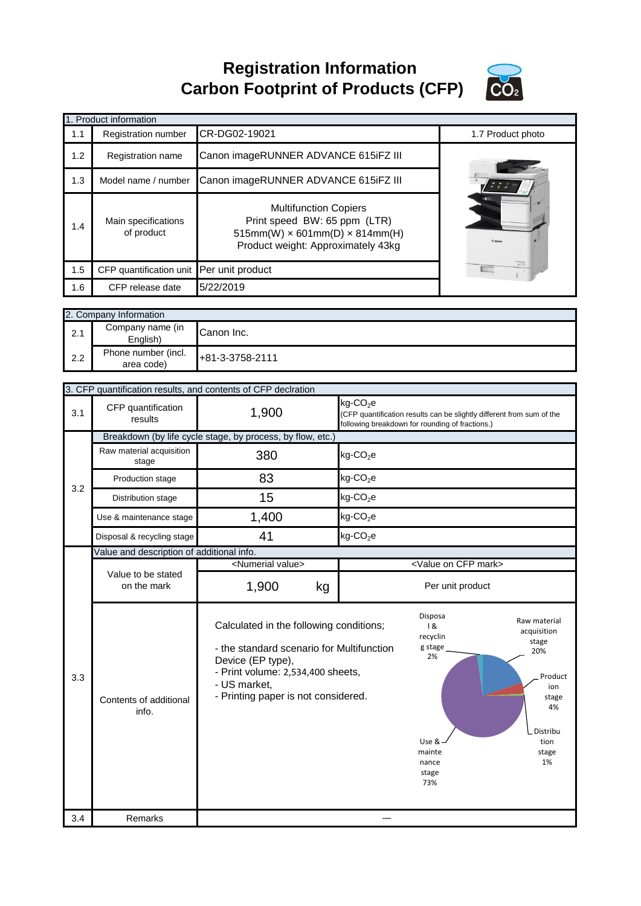# Registration Information
# Carbon Footprint of Products (CFP)

| 1. Product information | | | |
|---|---|---|---|
| 1.1 | Registration number | CR-DG02-19021 | 1.7 Product photo |
| 1.2 | Registration name | Canon imageRUNNER ADVANCE 615iFZ III | |
| 1.3 | Model name / number | Canon imageRUNNER ADVANCE 615iFZ III | |
| 1.4 | Main specifications of product | Multifunction Copiers<br>Print speed BW: 65 ppm (LTR)<br>515mm(W) × 601mm(D) × 814mm(H)<br>Product weight: Approximately 43kg | |
| 1.5 | CFP quantification unit | Per unit product | |
| 1.6 | CFP release date | 5/22/2019 | |

| 2. Company Information | | |
|---|---|---|
| 2.1 | Company name (in English) | Canon Inc. |
| 2.2 | Phone number (incl. area code) | +81-3-3758-2111 |

| 3. CFP quantification results, and contents of CFP declration | | | |
|---|---|---|---|
| 3.1 | CFP quantification results | 1,900 | kg-$CO_2$e<br>(CFP quantification results can be slightly different from sum of the following breakdown for rounding of fractions.) |
| 3.2 | Breakdown (by life cycle stage, by process, by flow, etc.) | | |
| | Raw material acquisition stage | 380 | kg-$CO_2$e |
| | Production stage | 83 | kg-$CO_2$e |
| | Distribution stage | 15 | kg-$CO_2$e |
| | Use & maintenance stage | 1,400 | kg-$CO_2$e |
| | Disposal & recycling stage | 41 | kg-$CO_2$e |
| 3.3 | Value and description of additional info. | | |
| | | <Numerial value> | <Value on CFP mark> |
| | Value to be stated on the mark | 1,900 kg | Per unit product |
| | Contents of additional info. | Calculated in the following conditions;<br>- the standard scenario for Multifunction Device (EP type),<br>- Print volume: 2,534,400 sheets,<br>- US market,<br>- Printing paper is not considered. | Raw material acquisition stage 20%<br>Production stage 4%<br>Distribution stage 1%<br>Use & maintenance stage 73%<br>Disposal & recycling stage 2% |
| 3.4 | Remarks | — | |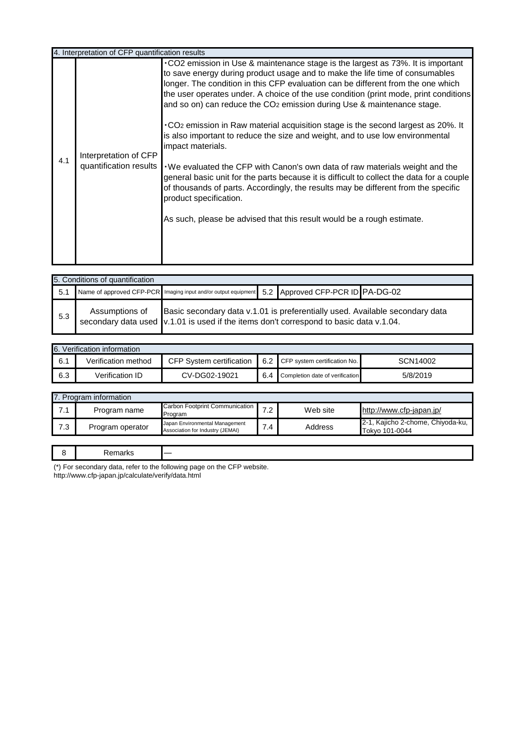| 4. Interpretation of CFP quantification results | | |
|---|---|---|
| 4.1 | Interpretation of CFP quantification results | ・$CO_2$ emission in Use & maintenance stage is the largest as 73%. It is important to save energy during product usage and to make the life time of consumables longer. The condition in this CFP evaluation can be different from the one which the user operates under. A choice of the use condition (print mode, print conditions and so on) can reduce the $CO_2$ emission during Use & maintenance stage.<br><br>・$CO_2$ emission in Raw material acquisition stage is the second largest as 20%. It is also important to reduce the size and weight, and to use low environmental impact materials.<br><br>・We evaluated the CFP with Canon's own data of raw materials weight and the general basic unit for the parts because it is difficult to collect the data for a couple of thousands of parts. Accordingly, the results may be different from the specific product specification.<br><br>As such, please be advised that this result would be a rough estimate. |

| 5. Conditions of quantification | | | | | |
|---|---|---|---|---|---|
| 5.1 | Name of approved CFP-PCR | Imaging input and/or output equipment | 5.2 | Approved CFP-PCR ID | PA-DG-02 |
| 5.3 | Assumptions of secondary data used | Basic secondary data v.1.01 is preferentially used. Available secondary data v.1.01 is used if the items don't correspond to basic data v.1.04. | | | |

| 6. Verification information | | | | | |
|---|---|---|---|---|---|
| 6.1 | Verification method | CFP System certification | 6.2 | CFP system certification No. | SCN14002 |
| 6.3 | Verification ID | CV-DG02-19021 | 6.4 | Completion date of verification | 5/8/2019 |

| 7. Program information | | | | | |
|---|---|---|---|---|---|
| 7.1 | Program name | Carbon Footprint Communication Program | 7.2 | Web site | http://www.cfp-japan.jp/ |
| 7.3 | Program operator | Japan Environmental Management Association for Industry (JEMAI) | 7.4 | Address | 2-1, Kajicho 2-chome, Chiyoda-ku, Tokyo 101-0044 |

| | | |
|---|---|---|
| 8 | Remarks | — |

(*) For secondary data, refer to the following page on the CFP website.
http://www.cfp-japan.jp/calculate/verify/data.html